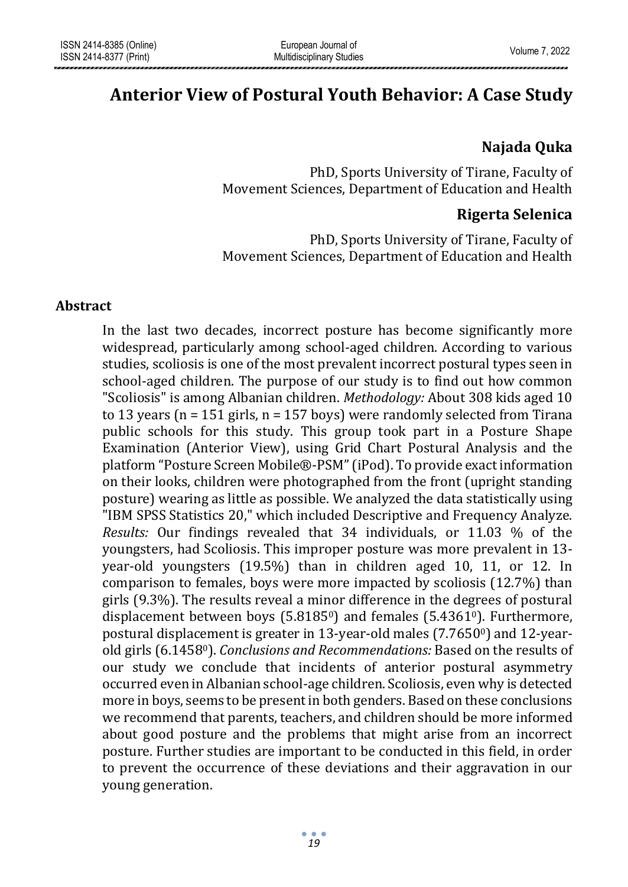# Anterior View of Postural Youth Behavior: A Case Study

**Najada Quka**

PhD, Sports University of Tirane, Faculty of Movement Sciences, Department of Education and Health

**Rigerta Selenica**

PhD, Sports University of Tirane, Faculty of Movement Sciences, Department of Education and Health

## Abstract

In the last two decades, incorrect posture has become significantly more widespread, particularly among school-aged children. According to various studies, scoliosis is one of the most prevalent incorrect postural types seen in school-aged children. The purpose of our study is to find out how common "Scoliosis" is among Albanian children. *Methodology:* About 308 kids aged 10 to 13 years (n = 151 girls, n = 157 boys) were randomly selected from Tirana public schools for this study. This group took part in a Posture Shape Examination (Anterior View), using Grid Chart Postural Analysis and the platform "Posture Screen Mobile®-PSM" (iPod). To provide exact information on their looks, children were photographed from the front (upright standing posture) wearing as little as possible. We analyzed the data statistically using "IBM SPSS Statistics 20," which included Descriptive and Frequency Analyze. *Results:* Our findings revealed that 34 individuals, or 11.03 % of the youngsters, had Scoliosis. This improper posture was more prevalent in 13-year-old youngsters (19.5%) than in children aged 10, 11, or 12. In comparison to females, boys were more impacted by scoliosis (12.7%) than girls (9.3%). The results reveal a minor difference in the degrees of postural displacement between boys ($5.8185^0$) and females ($5.4361^0$). Furthermore, postural displacement is greater in 13-year-old males ($7.7650^0$) and 12-year-old girls ($6.1458^0$). *Conclusions and Recommendations:* Based on the results of our study we conclude that incidents of anterior postural asymmetry occurred even in Albanian school-age children. Scoliosis, even why is detected more in boys, seems to be present in both genders. Based on these conclusions we recommend that parents, teachers, and children should be more informed about good posture and the problems that might arise from an incorrect posture. Further studies are important to be conducted in this field, in order to prevent the occurrence of these deviations and their aggravation in our young generation.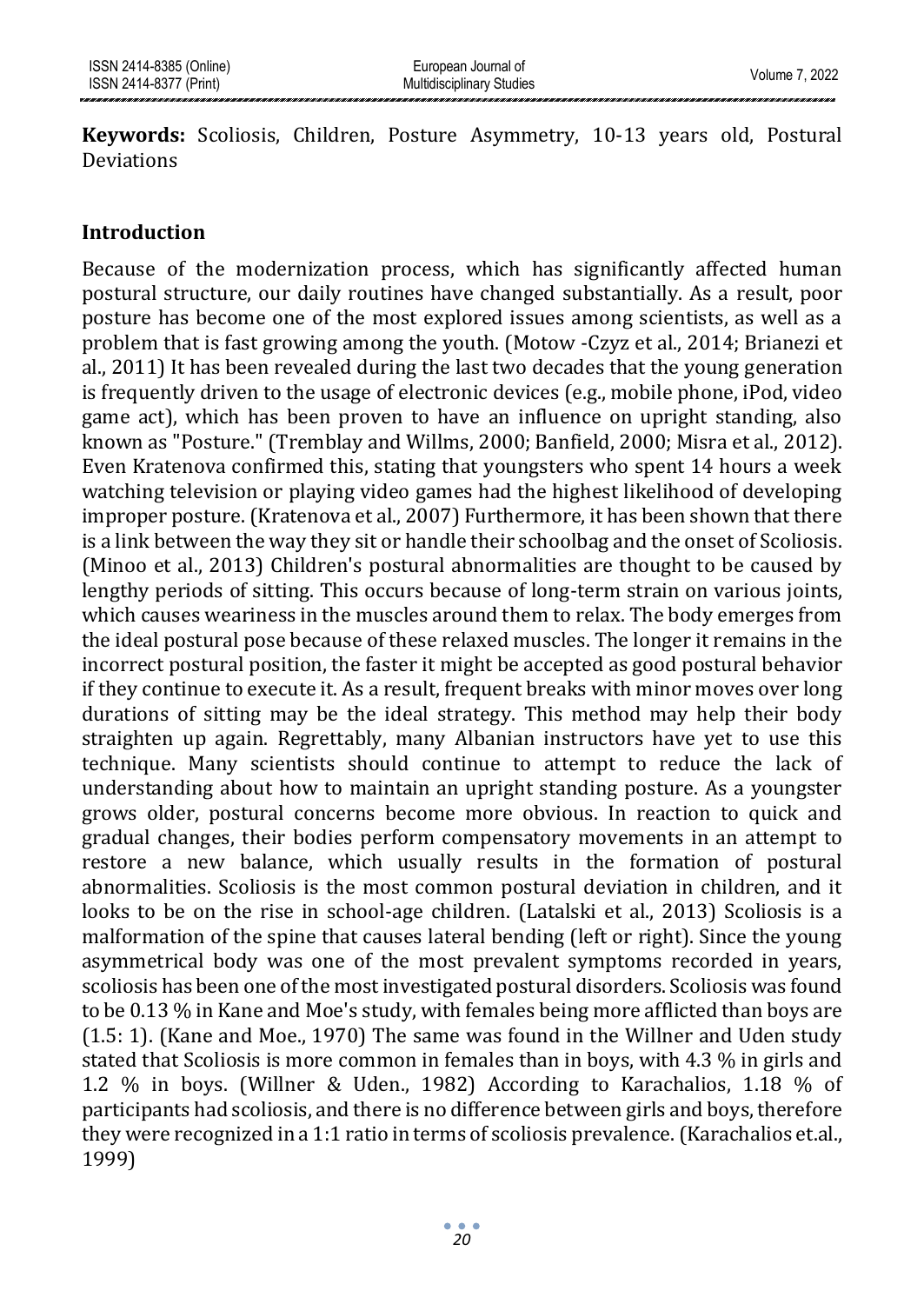**Keywords:** Scoliosis, Children, Posture Asymmetry, 10-13 years old, Postural Deviations

## Introduction

Because of the modernization process, which has significantly affected human postural structure, our daily routines have changed substantially. As a result, poor posture has become one of the most explored issues among scientists, as well as a problem that is fast growing among the youth. (Motow -Czyz et al., 2014; Brianezi et al., 2011) It has been revealed during the last two decades that the young generation is frequently driven to the usage of electronic devices (e.g., mobile phone, iPod, video game act), which has been proven to have an influence on upright standing, also known as "Posture." (Tremblay and Willms, 2000; Banfield, 2000; Misra et al., 2012). Even Kratenova confirmed this, stating that youngsters who spent 14 hours a week watching television or playing video games had the highest likelihood of developing improper posture. (Kratenova et al., 2007) Furthermore, it has been shown that there is a link between the way they sit or handle their schoolbag and the onset of Scoliosis. (Minoo et al., 2013) Children's postural abnormalities are thought to be caused by lengthy periods of sitting. This occurs because of long-term strain on various joints, which causes weariness in the muscles around them to relax. The body emerges from the ideal postural pose because of these relaxed muscles. The longer it remains in the incorrect postural position, the faster it might be accepted as good postural behavior if they continue to execute it. As a result, frequent breaks with minor moves over long durations of sitting may be the ideal strategy. This method may help their body straighten up again. Regrettably, many Albanian instructors have yet to use this technique. Many scientists should continue to attempt to reduce the lack of understanding about how to maintain an upright standing posture. As a youngster grows older, postural concerns become more obvious. In reaction to quick and gradual changes, their bodies perform compensatory movements in an attempt to restore a new balance, which usually results in the formation of postural abnormalities. Scoliosis is the most common postural deviation in children, and it looks to be on the rise in school-age children. (Latalski et al., 2013) Scoliosis is a malformation of the spine that causes lateral bending (left or right). Since the young asymmetrical body was one of the most prevalent symptoms recorded in years, scoliosis has been one of the most investigated postural disorders. Scoliosis was found to be 0.13 % in Kane and Moe's study, with females being more afflicted than boys are (1.5: 1). (Kane and Moe., 1970) The same was found in the Willner and Uden study stated that Scoliosis is more common in females than in boys, with 4.3 % in girls and 1.2 % in boys. (Willner & Uden., 1982) According to Karachalios, 1.18 % of participants had scoliosis, and there is no difference between girls and boys, therefore they were recognized in a 1:1 ratio in terms of scoliosis prevalence. (Karachalios et.al., 1999)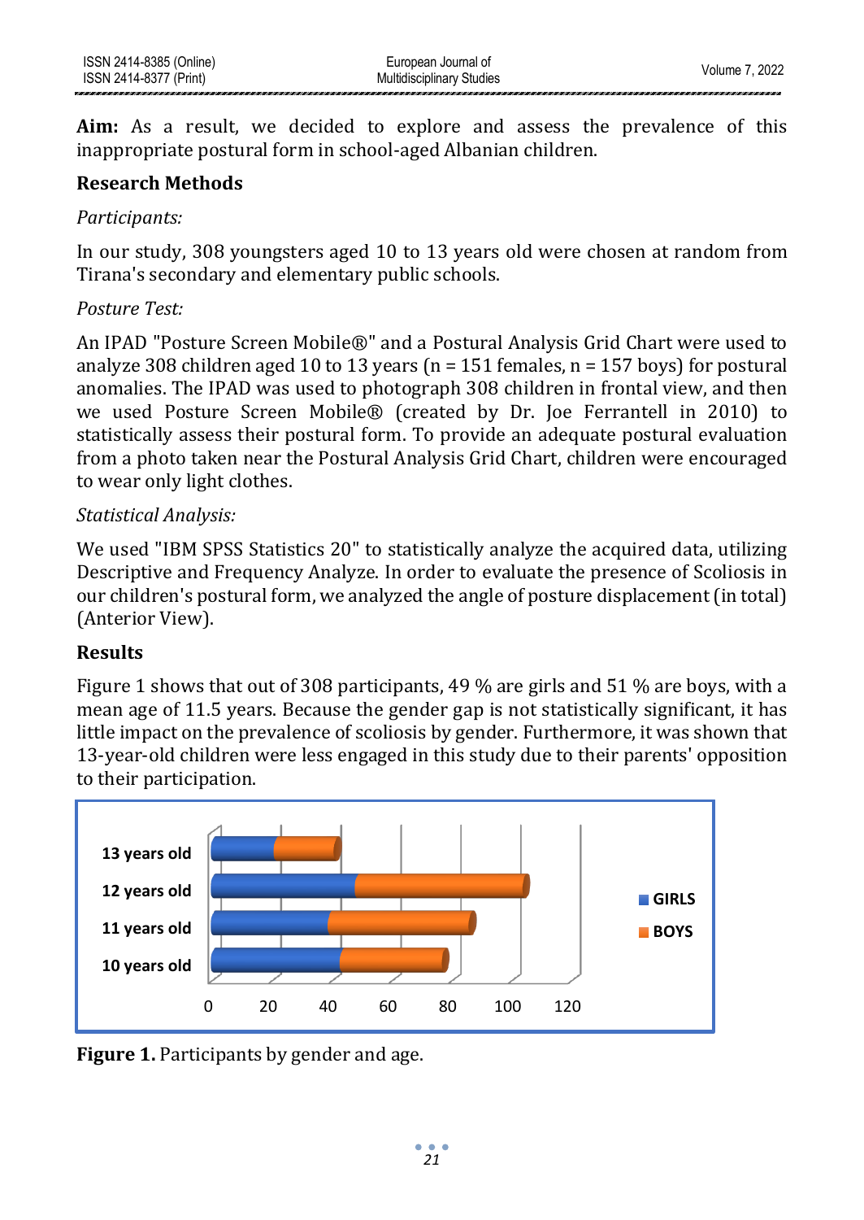**Aim:** As a result, we decided to explore and assess the prevalence of this inappropriate postural form in school-aged Albanian children.

## Research Methods

*Participants:*

In our study, 308 youngsters aged 10 to 13 years old were chosen at random from Tirana's secondary and elementary public schools.

*Posture Test:*

An IPAD "Posture Screen Mobile®" and a Postural Analysis Grid Chart were used to analyze 308 children aged 10 to 13 years (n = 151 females, n = 157 boys) for postural anomalies. The IPAD was used to photograph 308 children in frontal view, and then we used Posture Screen Mobile® (created by Dr. Joe Ferrantell in 2010) to statistically assess their postural form. To provide an adequate postural evaluation from a photo taken near the Postural Analysis Grid Chart, children were encouraged to wear only light clothes.

*Statistical Analysis:*

We used "IBM SPSS Statistics 20" to statistically analyze the acquired data, utilizing Descriptive and Frequency Analyze. In order to evaluate the presence of Scoliosis in our children's postural form, we analyzed the angle of posture displacement (in total) (Anterior View).

## Results

Figure 1 shows that out of 308 participants, 49 % are girls and 51 % are boys, with a mean age of 11.5 years. Because the gender gap is not statistically significant, it has little impact on the prevalence of scoliosis by gender. Furthermore, it was shown that 13-year-old children were less engaged in this study due to their parents' opposition to their participation.

**Figure 1.** Participants by gender and age.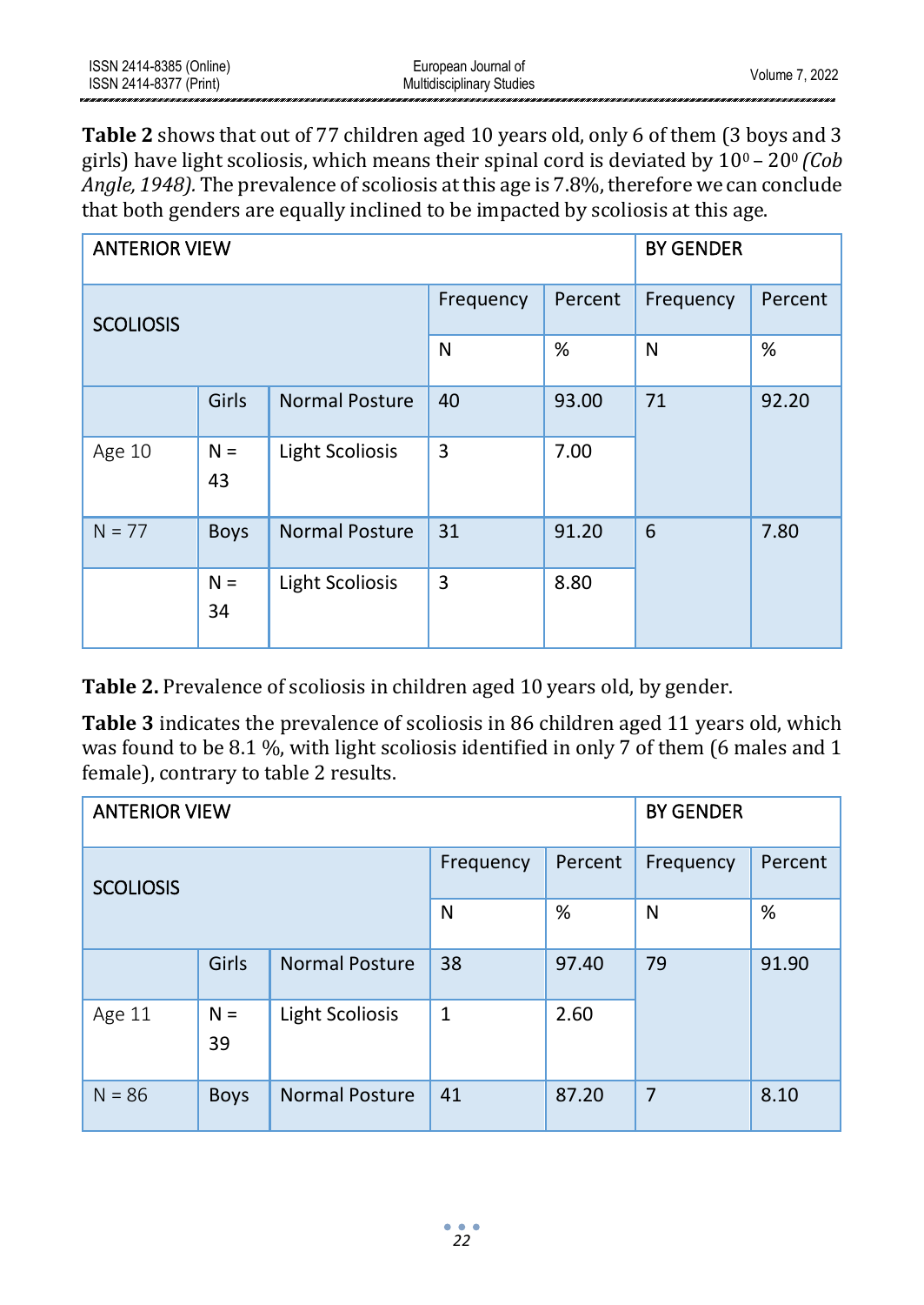**Table 2** shows that out of 77 children aged 10 years old, only 6 of them (3 boys and 3 girls) have light scoliosis, which means their spinal cord is deviated by $10^0 - 20^0$ *(Cob Angle, 1948).* The prevalence of scoliosis at this age is 7.8%, therefore we can conclude that both genders are equally inclined to be impacted by scoliosis at this age.

| ANTERIOR VIEW | | | | | BY GENDER | |
|---|---|---|---|---|---|---|
| SCOLIOSIS | | | Frequency | Percent | Frequency | Percent |
| | | | N | % | N | % |
| | Girls | Normal Posture | 40 | 93.00 | 71 | 92.20 |
| Age 10 | N = 43 | Light Scoliosis | 3 | 7.00 | | |
| N = 77 | Boys | Normal Posture | 31 | 91.20 | 6 | 7.80 |
| | N = 34 | Light Scoliosis | 3 | 8.80 | | |

**Table 2.** Prevalence of scoliosis in children aged 10 years old, by gender.

**Table 3** indicates the prevalence of scoliosis in 86 children aged 11 years old, which was found to be 8.1 %, with light scoliosis identified in only 7 of them (6 males and 1 female), contrary to table 2 results.

| ANTERIOR VIEW | | | | | BY GENDER | |
|---|---|---|---|---|---|---|
| SCOLIOSIS | | | Frequency | Percent | Frequency | Percent |
| | | | N | % | N | % |
| | Girls | Normal Posture | 38 | 97.40 | 79 | 91.90 |
| Age 11 | N = 39 | Light Scoliosis | 1 | 2.60 | | |
| N = 86 | Boys | Normal Posture | 41 | 87.20 | 7 | 8.10 |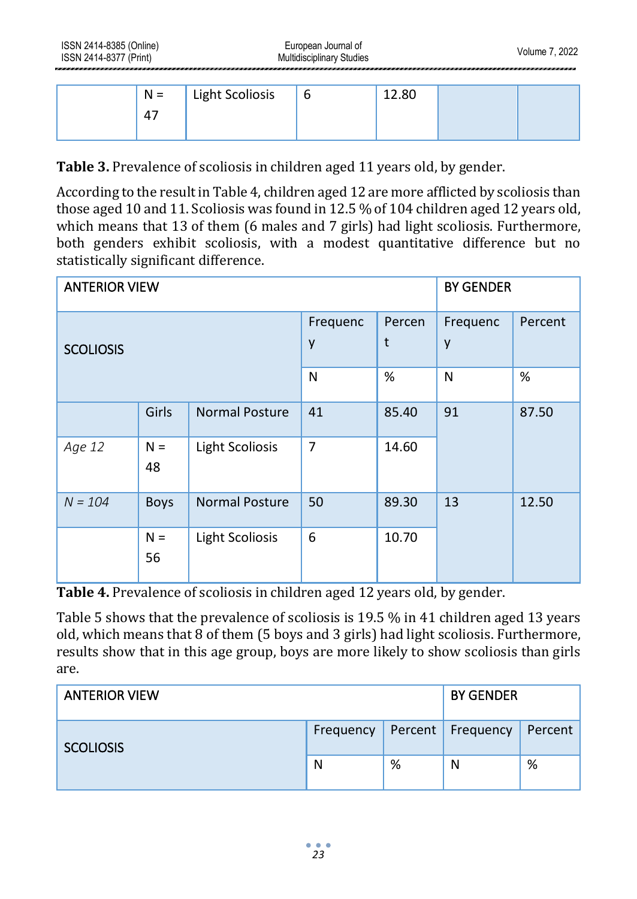|  | N = 47 | Light Scoliosis | 6 | 12.80 |  |  |
|---|---|---|---|---|---|---|

**Table 3.** Prevalence of scoliosis in children aged 11 years old, by gender.

According to the result in Table 4, children aged 12 are more afflicted by scoliosis than those aged 10 and 11. Scoliosis was found in 12.5 % of 104 children aged 12 years old, which means that 13 of them (6 males and 7 girls) had light scoliosis. Furthermore, both genders exhibit scoliosis, with a modest quantitative difference but no statistically significant difference.

| ANTERIOR VIEW | | | | | BY GENDER | |
|---|---|---|---|---|---|---|
| SCOLIOSIS | | | Frequency | Percent | Frequency | Percent |
| | | | N | % | N | % |
|  | Girls | Normal Posture | 41 | 85.40 | 91 | 87.50 |
| *Age 12* | N = 48 | Light Scoliosis | 7 | 14.60 | | |
| *N = 104* | Boys | Normal Posture | 50 | 89.30 | 13 | 12.50 |
|  | N = 56 | Light Scoliosis | 6 | 10.70 | | |

**Table 4.** Prevalence of scoliosis in children aged 12 years old, by gender.

Table 5 shows that the prevalence of scoliosis is 19.5 % in 41 children aged 13 years old, which means that 8 of them (5 boys and 3 girls) had light scoliosis. Furthermore, results show that in this age group, boys are more likely to show scoliosis than girls are.

| ANTERIOR VIEW | | | | BY GENDER | |
|---|---|---|---|---|---|
| SCOLIOSIS | | Frequency | Percent | Frequency | Percent |
| | | N | % | N | % |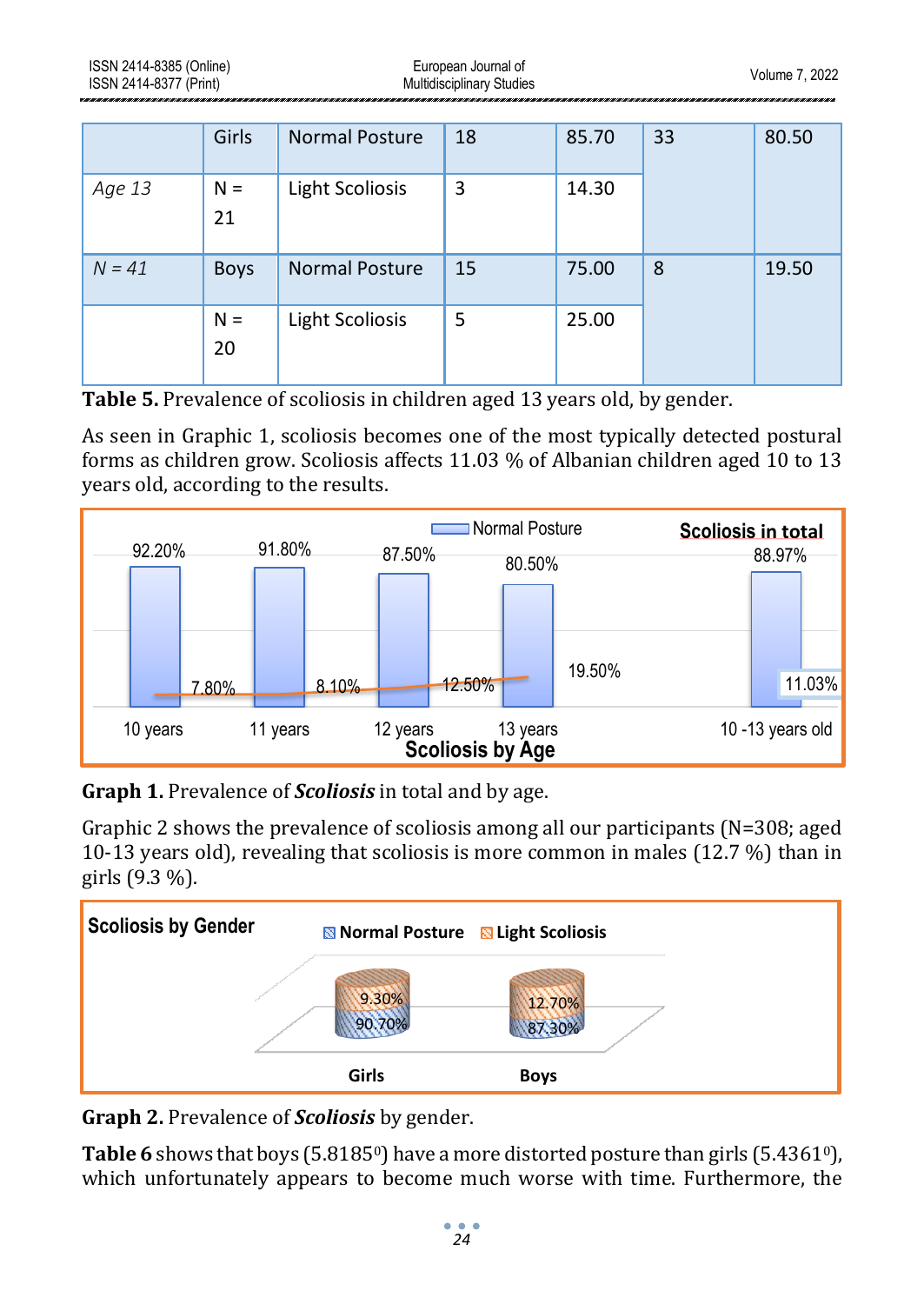| | Girls | Normal Posture | 18 | 85.70 | 33 | 80.50 |
|---|---|---|---|---|---|---|
| *Age 13* | N = 21 | Light Scoliosis | 3 | 14.30 | | |
| *N = 41* | Boys | Normal Posture | 15 | 75.00 | 8 | 19.50 |
| | N = 20 | Light Scoliosis | 5 | 25.00 | | |

**Table 5.** Prevalence of scoliosis in children aged 13 years old, by gender.

As seen in Graphic 1, scoliosis becomes one of the most typically detected postural forms as children grow. Scoliosis affects 11.03 % of Albanian children aged 10 to 13 years old, according to the results.

| Scoliosis by Age | Normal Posture | Scoliosis |
|---|---|---|
| 10 years | 92.20% | 7.80% |
| 11 years | 91.80% | 8.10% |
| 12 years | 87.50% | 12.50% |
| 13 years | 80.50% | 19.50% |
| Scoliosis in total: 10 -13 years old | 88.97% | 11.03% |

**Graph 1.** Prevalence of ***Scoliosis*** in total and by age.

Graphic 2 shows the prevalence of scoliosis among all our participants (N=308; aged 10-13 years old), revealing that scoliosis is more common in males (12.7 %) than in girls (9.3 %).

| Scoliosis by Gender | Normal Posture | Light Scoliosis |
|---|---|---|
| Girls | 90.70% | 9.30% |
| Boys | 87.30% | 12.70% |

**Graph 2.** Prevalence of ***Scoliosis*** by gender.

**Table 6** shows that boys (5.8185$^0$) have a more distorted posture than girls (5.4361$^0$), which unfortunately appears to become much worse with time. Furthermore, the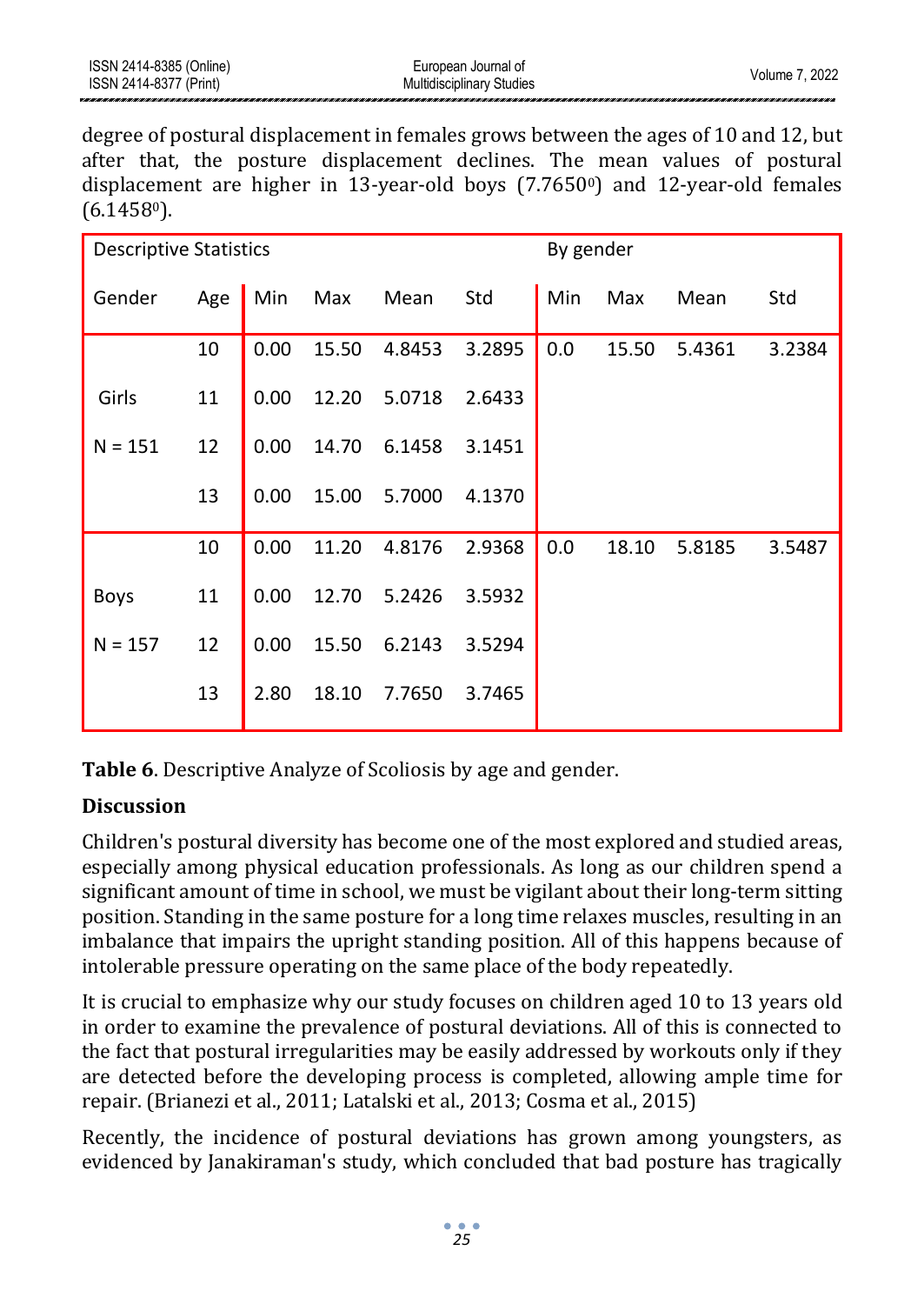degree of postural displacement in females grows between the ages of 10 and 12, but after that, the posture displacement declines. The mean values of postural displacement are higher in 13-year-old boys ($7.7650^0$) and 12-year-old females ($6.1458^0$).

| Descriptive Statistics | | | | | | By gender | | | |
|---|---|---|---|---|---|---|---|---|---|
| Gender | Age | Min | Max | Mean | Std | Min | Max | Mean | Std |
| Girls N = 151 | 10 | 0.00 | 15.50 | 4.8453 | 3.2895 | 0.0 | 15.50 | 5.4361 | 3.2384 |
| | 11 | 0.00 | 12.20 | 5.0718 | 2.6433 | | | | |
| | 12 | 0.00 | 14.70 | 6.1458 | 3.1451 | | | | |
| | 13 | 0.00 | 15.00 | 5.7000 | 4.1370 | | | | |
| Boys N = 157 | 10 | 0.00 | 11.20 | 4.8176 | 2.9368 | 0.0 | 18.10 | 5.8185 | 3.5487 |
| | 11 | 0.00 | 12.70 | 5.2426 | 3.5932 | | | | |
| | 12 | 0.00 | 15.50 | 6.2143 | 3.5294 | | | | |
| | 13 | 2.80 | 18.10 | 7.7650 | 3.7465 | | | | |

**Table 6**. Descriptive Analyze of Scoliosis by age and gender.

## Discussion

Children's postural diversity has become one of the most explored and studied areas, especially among physical education professionals. As long as our children spend a significant amount of time in school, we must be vigilant about their long-term sitting position. Standing in the same posture for a long time relaxes muscles, resulting in an imbalance that impairs the upright standing position. All of this happens because of intolerable pressure operating on the same place of the body repeatedly.

It is crucial to emphasize why our study focuses on children aged 10 to 13 years old in order to examine the prevalence of postural deviations. All of this is connected to the fact that postural irregularities may be easily addressed by workouts only if they are detected before the developing process is completed, allowing ample time for repair. (Brianezi et al., 2011; Latalski et al., 2013; Cosma et al., 2015)

Recently, the incidence of postural deviations has grown among youngsters, as evidenced by Janakiraman's study, which concluded that bad posture has tragically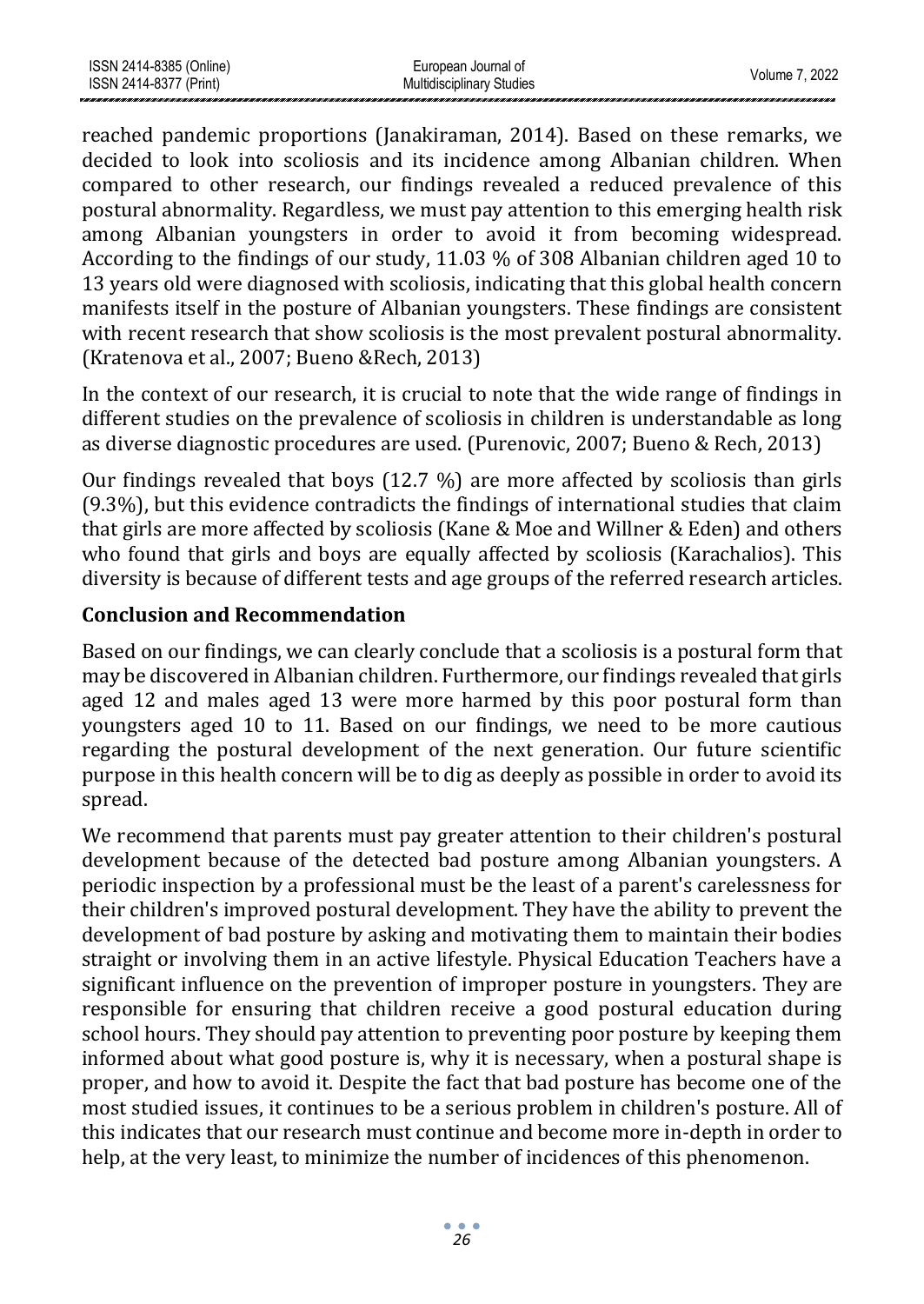reached pandemic proportions (Janakiraman, 2014). Based on these remarks, we decided to look into scoliosis and its incidence among Albanian children. When compared to other research, our findings revealed a reduced prevalence of this postural abnormality. Regardless, we must pay attention to this emerging health risk among Albanian youngsters in order to avoid it from becoming widespread. According to the findings of our study, 11.03 % of 308 Albanian children aged 10 to 13 years old were diagnosed with scoliosis, indicating that this global health concern manifests itself in the posture of Albanian youngsters. These findings are consistent with recent research that show scoliosis is the most prevalent postural abnormality. (Kratenova et al., 2007; Bueno &Rech, 2013)

In the context of our research, it is crucial to note that the wide range of findings in different studies on the prevalence of scoliosis in children is understandable as long as diverse diagnostic procedures are used. (Purenovic, 2007; Bueno & Rech, 2013)

Our findings revealed that boys (12.7 %) are more affected by scoliosis than girls (9.3%), but this evidence contradicts the findings of international studies that claim that girls are more affected by scoliosis (Kane & Moe and Willner & Eden) and others who found that girls and boys are equally affected by scoliosis (Karachalios). This diversity is because of different tests and age groups of the referred research articles.

## Conclusion and Recommendation

Based on our findings, we can clearly conclude that a scoliosis is a postural form that may be discovered in Albanian children. Furthermore, our findings revealed that girls aged 12 and males aged 13 were more harmed by this poor postural form than youngsters aged 10 to 11. Based on our findings, we need to be more cautious regarding the postural development of the next generation. Our future scientific purpose in this health concern will be to dig as deeply as possible in order to avoid its spread.

We recommend that parents must pay greater attention to their children's postural development because of the detected bad posture among Albanian youngsters. A periodic inspection by a professional must be the least of a parent's carelessness for their children's improved postural development. They have the ability to prevent the development of bad posture by asking and motivating them to maintain their bodies straight or involving them in an active lifestyle. Physical Education Teachers have a significant influence on the prevention of improper posture in youngsters. They are responsible for ensuring that children receive a good postural education during school hours. They should pay attention to preventing poor posture by keeping them informed about what good posture is, why it is necessary, when a postural shape is proper, and how to avoid it. Despite the fact that bad posture has become one of the most studied issues, it continues to be a serious problem in children's posture. All of this indicates that our research must continue and become more in-depth in order to help, at the very least, to minimize the number of incidences of this phenomenon.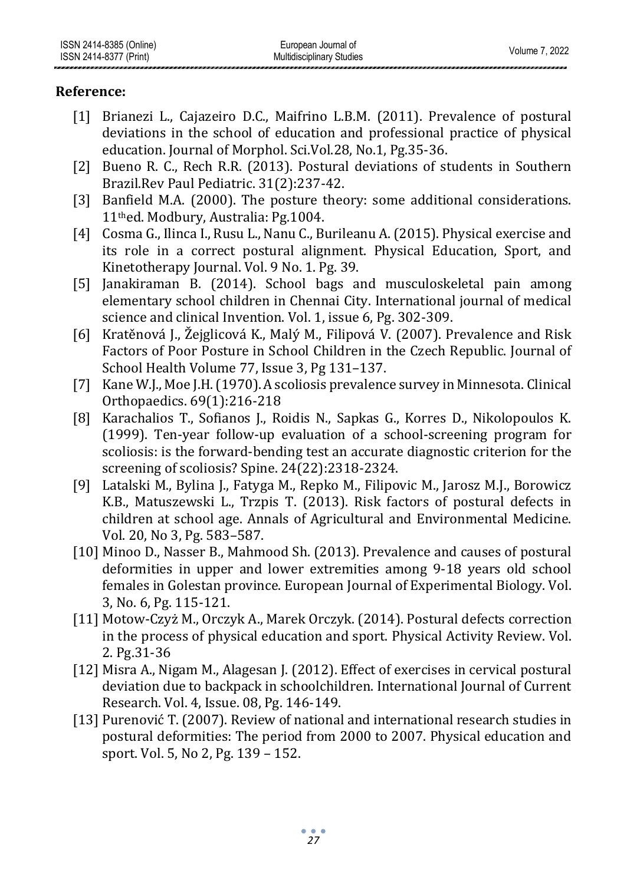**Reference:**

[1] Brianezi L., Cajazeiro D.C., Maifrino L.B.M. (2011). Prevalence of postural deviations in the school of education and professional practice of physical education. Journal of Morphol. Sci.Vol.28, No.1, Pg.35-36.

[2] Bueno R. C., Rech R.R. (2013). Postural deviations of students in Southern Brazil.Rev Paul Pediatric. 31(2):237-42.

[3] Banfield M.A. (2000). The posture theory: some additional considerations. 11thed. Modbury, Australia: Pg.1004.

[4] Cosma G., Ilinca I., Rusu L., Nanu C., Burileanu A. (2015). Physical exercise and its role in a correct postural alignment. Physical Education, Sport, and Kinetotherapy Journal. Vol. 9 No. 1. Pg. 39.

[5] Janakiraman B. (2014). School bags and musculoskeletal pain among elementary school children in Chennai City. International journal of medical science and clinical Invention. Vol. 1, issue 6, Pg. 302-309.

[6] Kratěnová J., Žejglicová K., Malý M., Filipová V. (2007). Prevalence and Risk Factors of Poor Posture in School Children in the Czech Republic. Journal of School Health Volume 77, Issue 3, Pg 131–137.

[7] Kane W.J., Moe J.H. (1970). A scoliosis prevalence survey in Minnesota. Clinical Orthopaedics. 69(1):216-218

[8] Karachalios T., Sofianos J., Roidis N., Sapkas G., Korres D., Nikolopoulos K. (1999). Ten-year follow-up evaluation of a school-screening program for scoliosis: is the forward-bending test an accurate diagnostic criterion for the screening of scoliosis? Spine. 24(22):2318-2324.

[9] Latalski M., Bylina J., Fatyga M., Repko M., Filipovic M., Jarosz M.J., Borowicz K.B., Matuszewski L., Trzpis T. (2013). Risk factors of postural defects in children at school age. Annals of Agricultural and Environmental Medicine. Vol. 20, No 3, Pg. 583–587.

[10] Minoo D., Nasser B., Mahmood Sh. (2013). Prevalence and causes of postural deformities in upper and lower extremities among 9-18 years old school females in Golestan province. European Journal of Experimental Biology. Vol. 3, No. 6, Pg. 115-121.

[11] Motow-Czyż M., Orczyk A., Marek Orczyk. (2014). Postural defects correction in the process of physical education and sport. Physical Activity Review. Vol. 2. Pg.31-36

[12] Misra A., Nigam M., Alagesan J. (2012). Effect of exercises in cervical postural deviation due to backpack in schoolchildren. International Journal of Current Research. Vol. 4, Issue. 08, Pg. 146-149.

[13] Purenović T. (2007). Review of national and international research studies in postural deformities: The period from 2000 to 2007. Physical education and sport. Vol. 5, No 2, Pg. 139 – 152.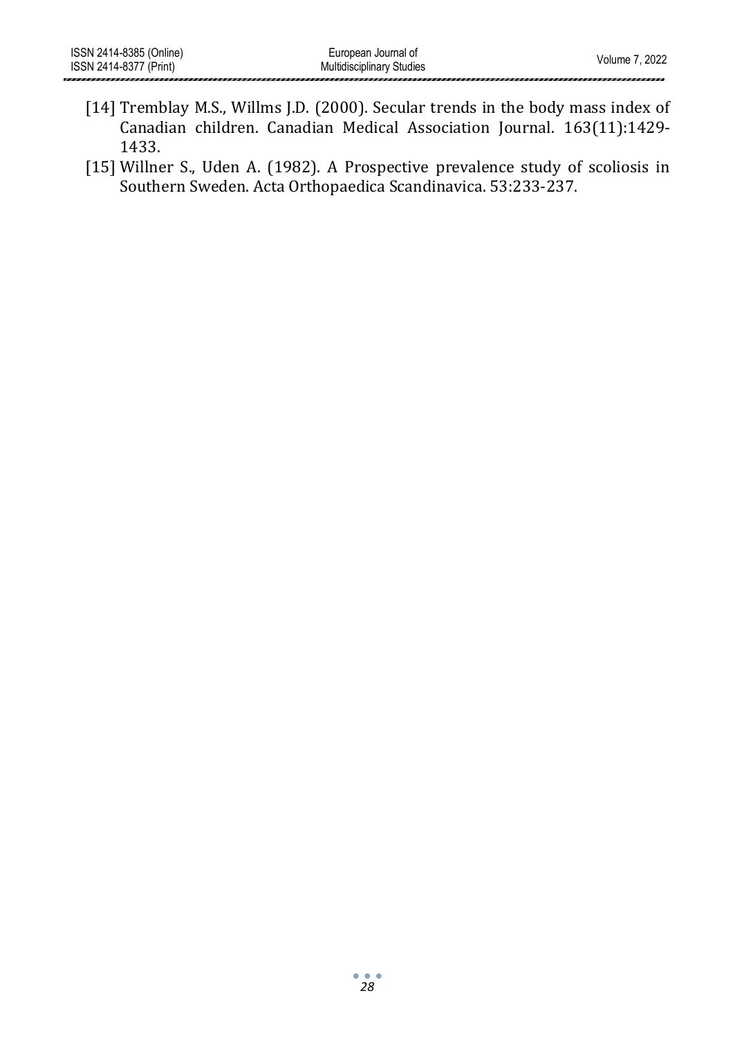[14] Tremblay M.S., Willms J.D. (2000). Secular trends in the body mass index of Canadian children. Canadian Medical Association Journal. 163(11):1429-1433.

[15] Willner S., Uden A. (1982). A Prospective prevalence study of scoliosis in Southern Sweden. Acta Orthopaedica Scandinavica. 53:233-237.